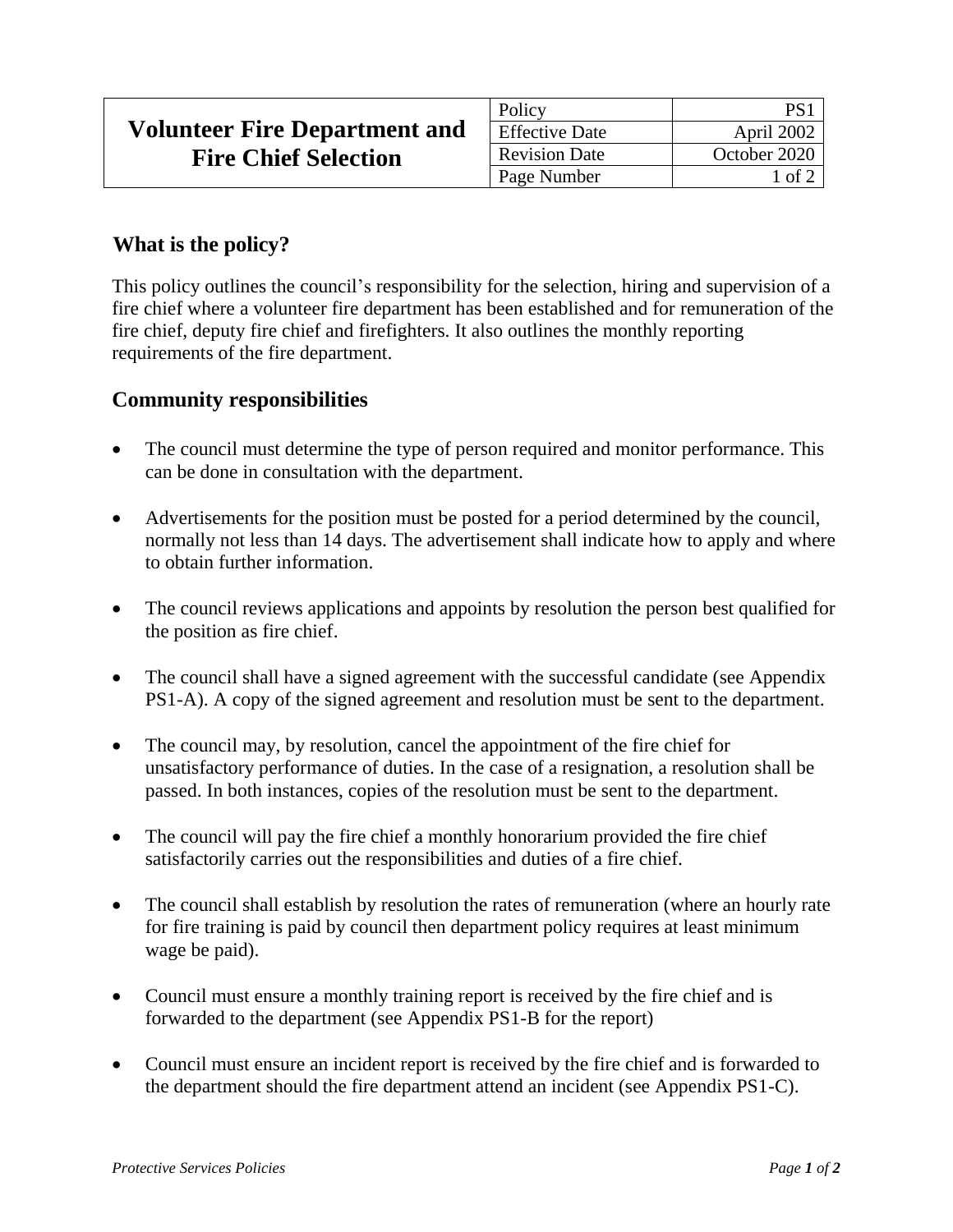# Volunteer Fire Department and Fire Chief Selection

| Policy | PS1 |
| --- | --- |
| Effective Date | April 2002 |
| Revision Date | October 2020 |
| Page Number | 1 of 2 |

## What is the policy?

This policy outlines the council's responsibility for the selection, hiring and supervision of a fire chief where a volunteer fire department has been established and for remuneration of the fire chief, deputy fire chief and firefighters. It also outlines the monthly reporting requirements of the fire department.

## Community responsibilities

- The council must determine the type of person required and monitor performance. This can be done in consultation with the department.
- Advertisements for the position must be posted for a period determined by the council, normally not less than 14 days. The advertisement shall indicate how to apply and where to obtain further information.
- The council reviews applications and appoints by resolution the person best qualified for the position as fire chief.
- The council shall have a signed agreement with the successful candidate (see Appendix PS1-A). A copy of the signed agreement and resolution must be sent to the department.
- The council may, by resolution, cancel the appointment of the fire chief for unsatisfactory performance of duties. In the case of a resignation, a resolution shall be passed. In both instances, copies of the resolution must be sent to the department.
- The council will pay the fire chief a monthly honorarium provided the fire chief satisfactorily carries out the responsibilities and duties of a fire chief.
- The council shall establish by resolution the rates of remuneration (where an hourly rate for fire training is paid by council then department policy requires at least minimum wage be paid).
- Council must ensure a monthly training report is received by the fire chief and is forwarded to the department (see Appendix PS1-B for the report)
- Council must ensure an incident report is received by the fire chief and is forwarded to the department should the fire department attend an incident (see Appendix PS1-C).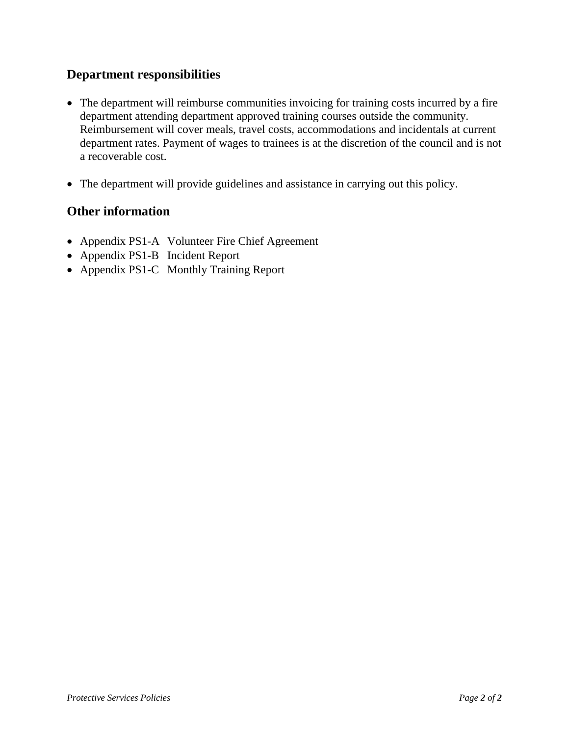## Department responsibilities

- The department will reimburse communities invoicing for training costs incurred by a fire department attending department approved training courses outside the community. Reimbursement will cover meals, travel costs, accommodations and incidentals at current department rates. Payment of wages to trainees is at the discretion of the council and is not a recoverable cost.

- The department will provide guidelines and assistance in carrying out this policy.

## Other information

- Appendix PS1-A Volunteer Fire Chief Agreement
- Appendix PS1-B Incident Report
- Appendix PS1-C Monthly Training Report